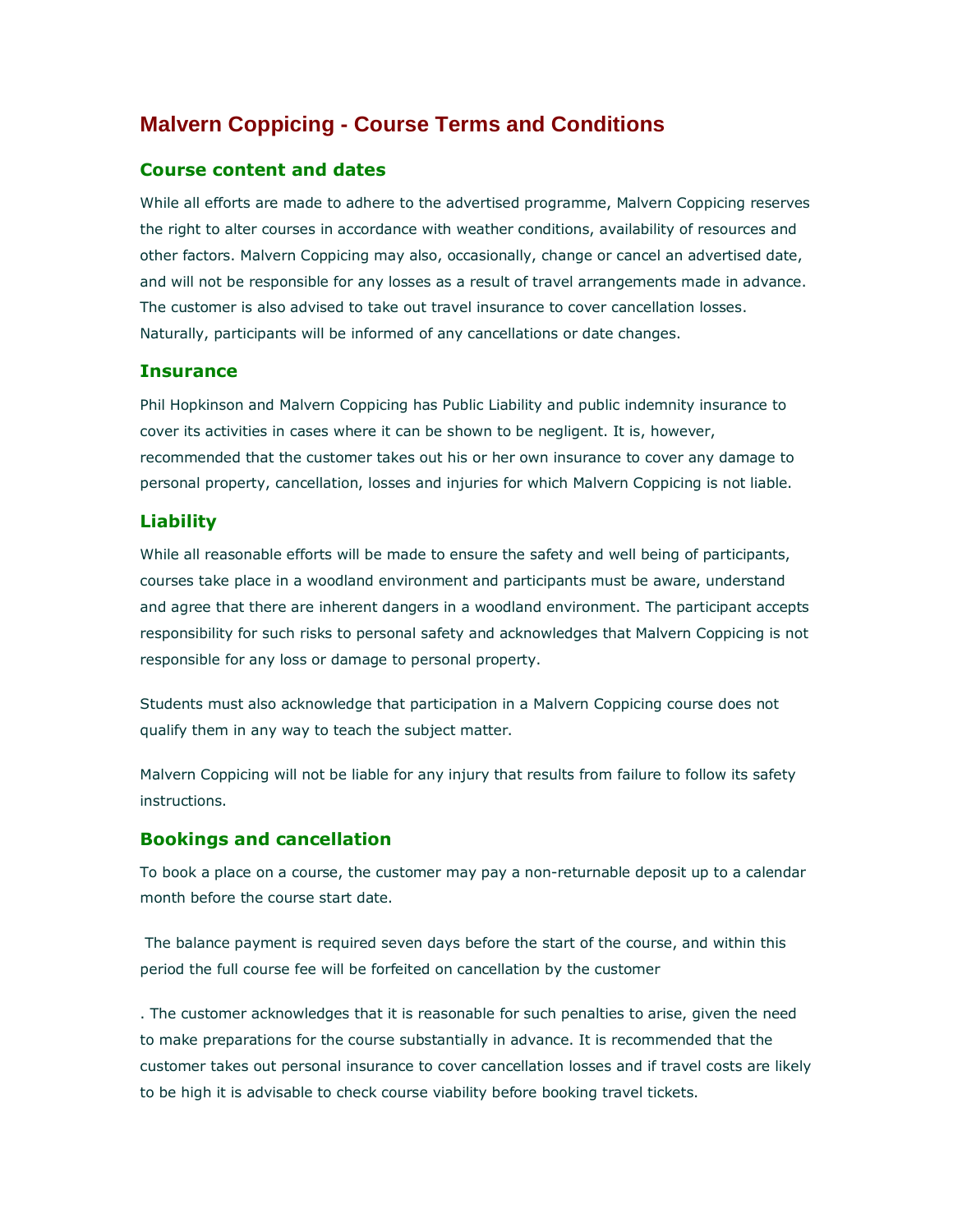# Malvern Coppicing - Course Terms and Conditions

## Course content and dates

While all efforts are made to adhere to the advertised programme, Malvern Coppicing reserves the right to alter courses in accordance with weather conditions, availability of resources and other factors. Malvern Coppicing may also, occasionally, change or cancel an advertised date, and will not be responsible for any losses as a result of travel arrangements made in advance. The customer is also advised to take out travel insurance to cover cancellation losses. Naturally, participants will be informed of any cancellations or date changes.

## Insurance

Phil Hopkinson and Malvern Coppicing has Public Liability and public indemnity insurance to cover its activities in cases where it can be shown to be negligent. It is, however, recommended that the customer takes out his or her own insurance to cover any damage to personal property, cancellation, losses and injuries for which Malvern Coppicing is not liable.

## Liability

While all reasonable efforts will be made to ensure the safety and well being of participants, courses take place in a woodland environment and participants must be aware, understand and agree that there are inherent dangers in a woodland environment. The participant accepts responsibility for such risks to personal safety and acknowledges that Malvern Coppicing is not responsible for any loss or damage to personal property.

Students must also acknowledge that participation in a Malvern Coppicing course does not qualify them in any way to teach the subject matter.

Malvern Coppicing will not be liable for any injury that results from failure to follow its safety instructions.

## Bookings and cancellation

To book a place on a course, the customer may pay a non-returnable deposit up to a calendar month before the course start date.

The balance payment is required seven days before the start of the course, and within this period the full course fee will be forfeited on cancellation by the customer

. The customer acknowledges that it is reasonable for such penalties to arise, given the need to make preparations for the course substantially in advance. It is recommended that the customer takes out personal insurance to cover cancellation losses and if travel costs are likely to be high it is advisable to check course viability before booking travel tickets.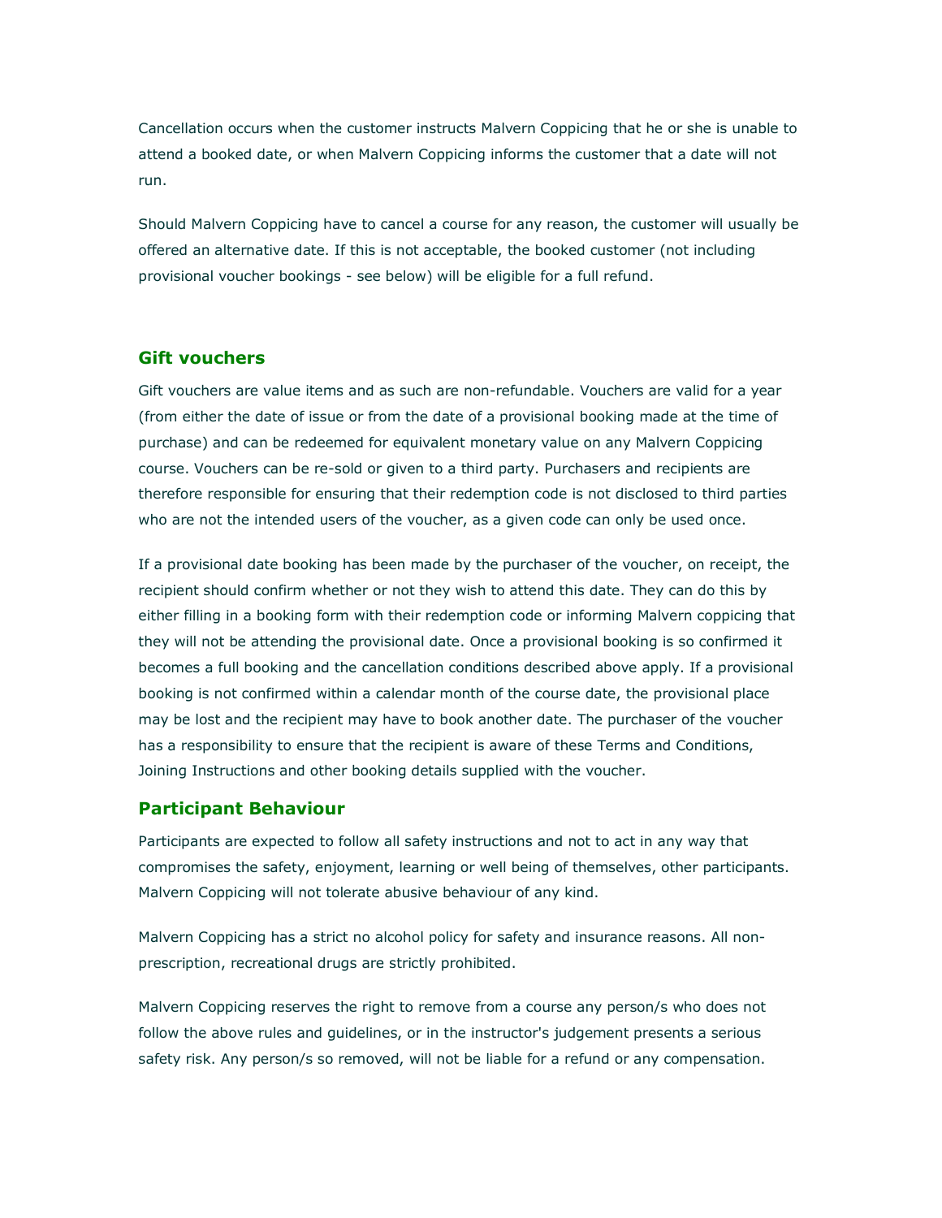Cancellation occurs when the customer instructs Malvern Coppicing that he or she is unable to attend a booked date, or when Malvern Coppicing informs the customer that a date will not run.

Should Malvern Coppicing have to cancel a course for any reason, the customer will usually be offered an alternative date. If this is not acceptable, the booked customer (not including provisional voucher bookings - see below) will be eligible for a full refund.

## Gift vouchers

Gift vouchers are value items and as such are non-refundable. Vouchers are valid for a year (from either the date of issue or from the date of a provisional booking made at the time of purchase) and can be redeemed for equivalent monetary value on any Malvern Coppicing course. Vouchers can be re-sold or given to a third party. Purchasers and recipients are therefore responsible for ensuring that their redemption code is not disclosed to third parties who are not the intended users of the voucher, as a given code can only be used once.

If a provisional date booking has been made by the purchaser of the voucher, on receipt, the recipient should confirm whether or not they wish to attend this date. They can do this by either filling in a booking form with their redemption code or informing Malvern coppicing that they will not be attending the provisional date. Once a provisional booking is so confirmed it becomes a full booking and the cancellation conditions described above apply. If a provisional booking is not confirmed within a calendar month of the course date, the provisional place may be lost and the recipient may have to book another date. The purchaser of the voucher has a responsibility to ensure that the recipient is aware of these Terms and Conditions, Joining Instructions and other booking details supplied with the voucher.

## Participant Behaviour

Participants are expected to follow all safety instructions and not to act in any way that compromises the safety, enjoyment, learning or well being of themselves, other participants. Malvern Coppicing will not tolerate abusive behaviour of any kind.

Malvern Coppicing has a strict no alcohol policy for safety and insurance reasons. All non-prescription, recreational drugs are strictly prohibited.

Malvern Coppicing reserves the right to remove from a course any person/s who does not follow the above rules and guidelines, or in the instructor's judgement presents a serious safety risk. Any person/s so removed, will not be liable for a refund or any compensation.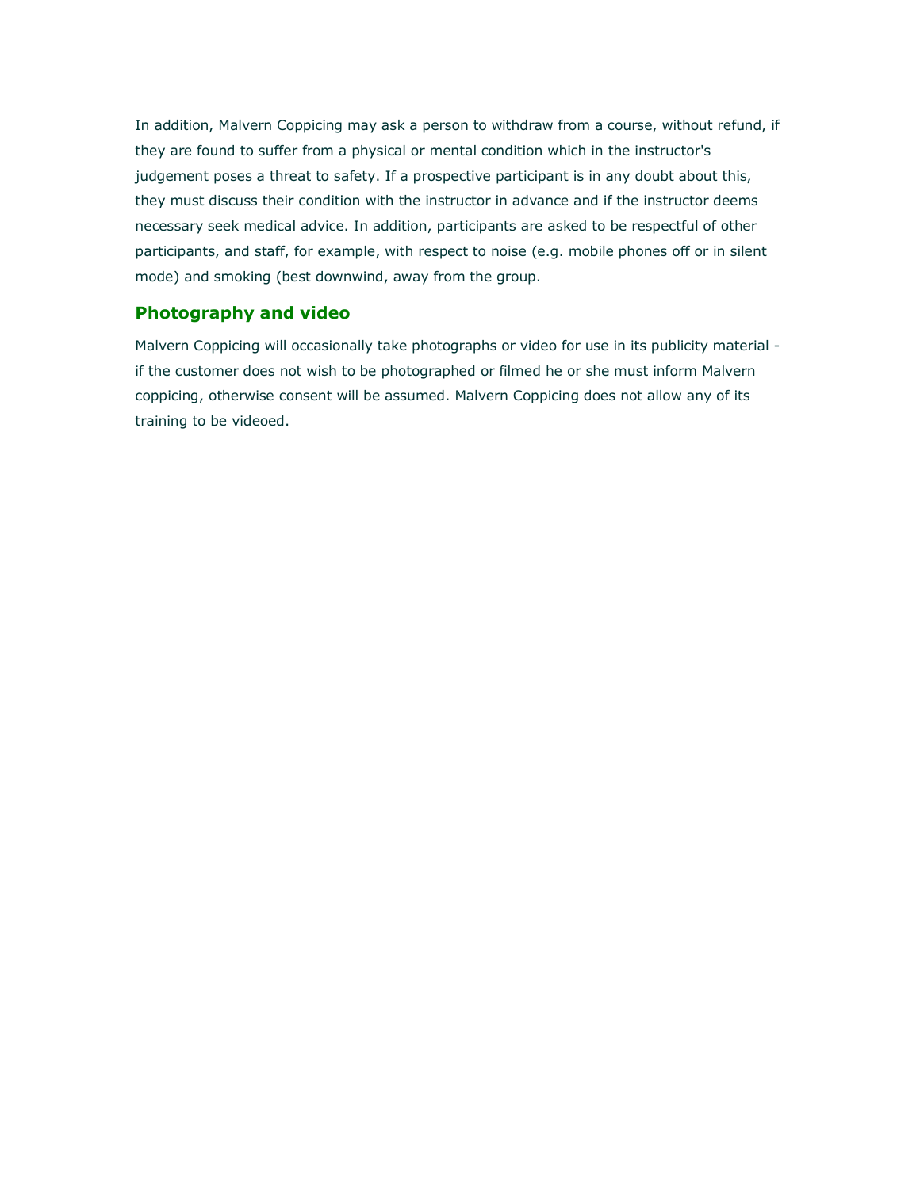In addition, Malvern Coppicing may ask a person to withdraw from a course, without refund, if they are found to suffer from a physical or mental condition which in the instructor's judgement poses a threat to safety. If a prospective participant is in any doubt about this, they must discuss their condition with the instructor in advance and if the instructor deems necessary seek medical advice. In addition, participants are asked to be respectful of other participants, and staff, for example, with respect to noise (e.g. mobile phones off or in silent mode) and smoking (best downwind, away from the group.

## Photography and video

Malvern Coppicing will occasionally take photographs or video for use in its publicity material - if the customer does not wish to be photographed or filmed he or she must inform Malvern coppicing, otherwise consent will be assumed. Malvern Coppicing does not allow any of its training to be videoed.